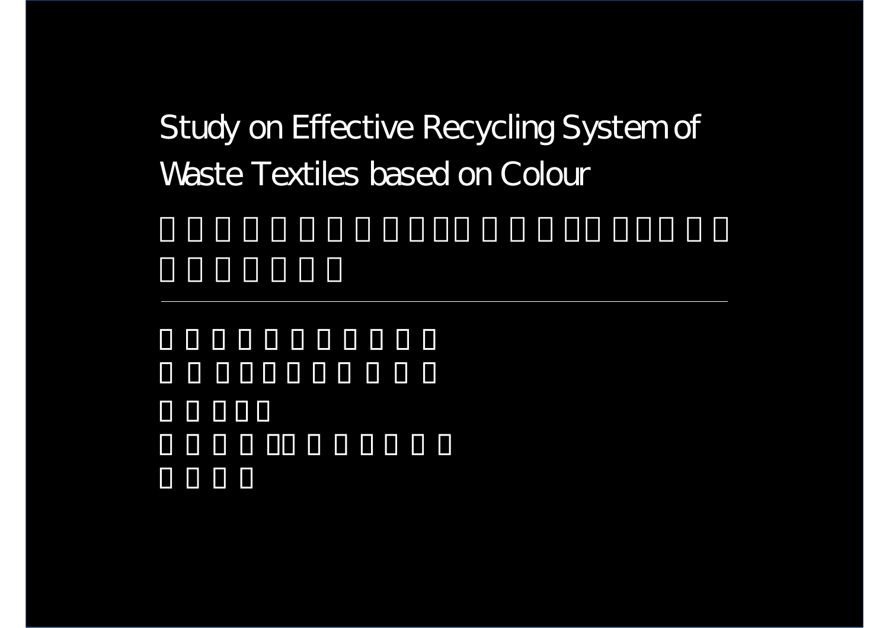# Study on Effective Recycling System of Waste Textiles based on Colour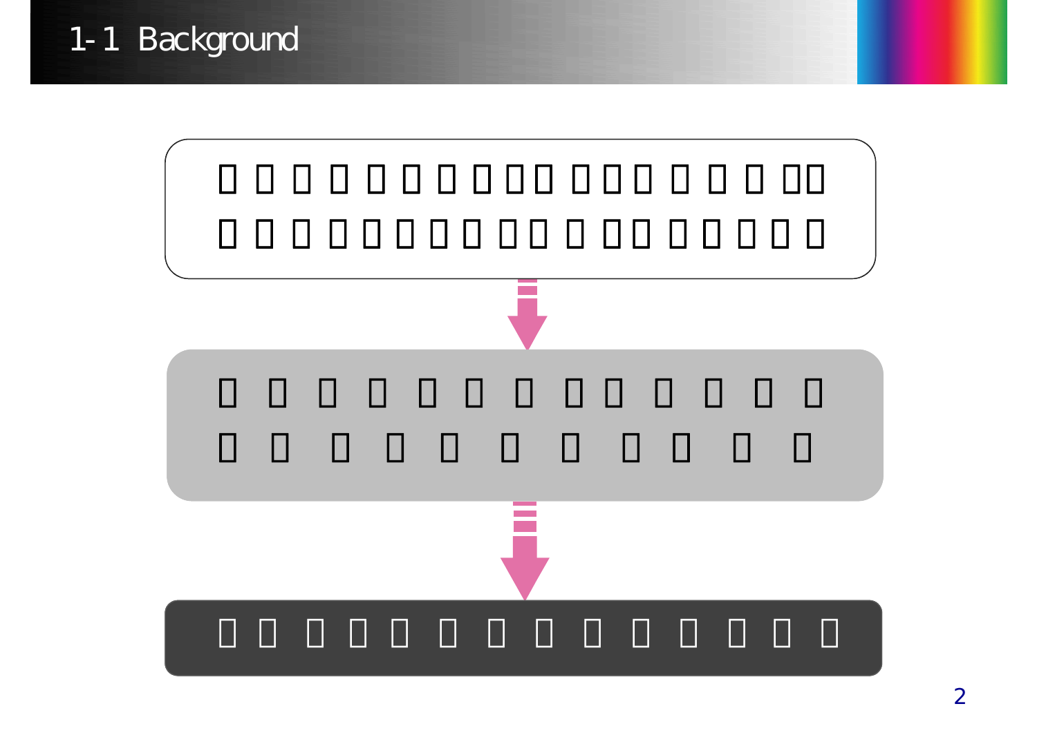# 1-1 Background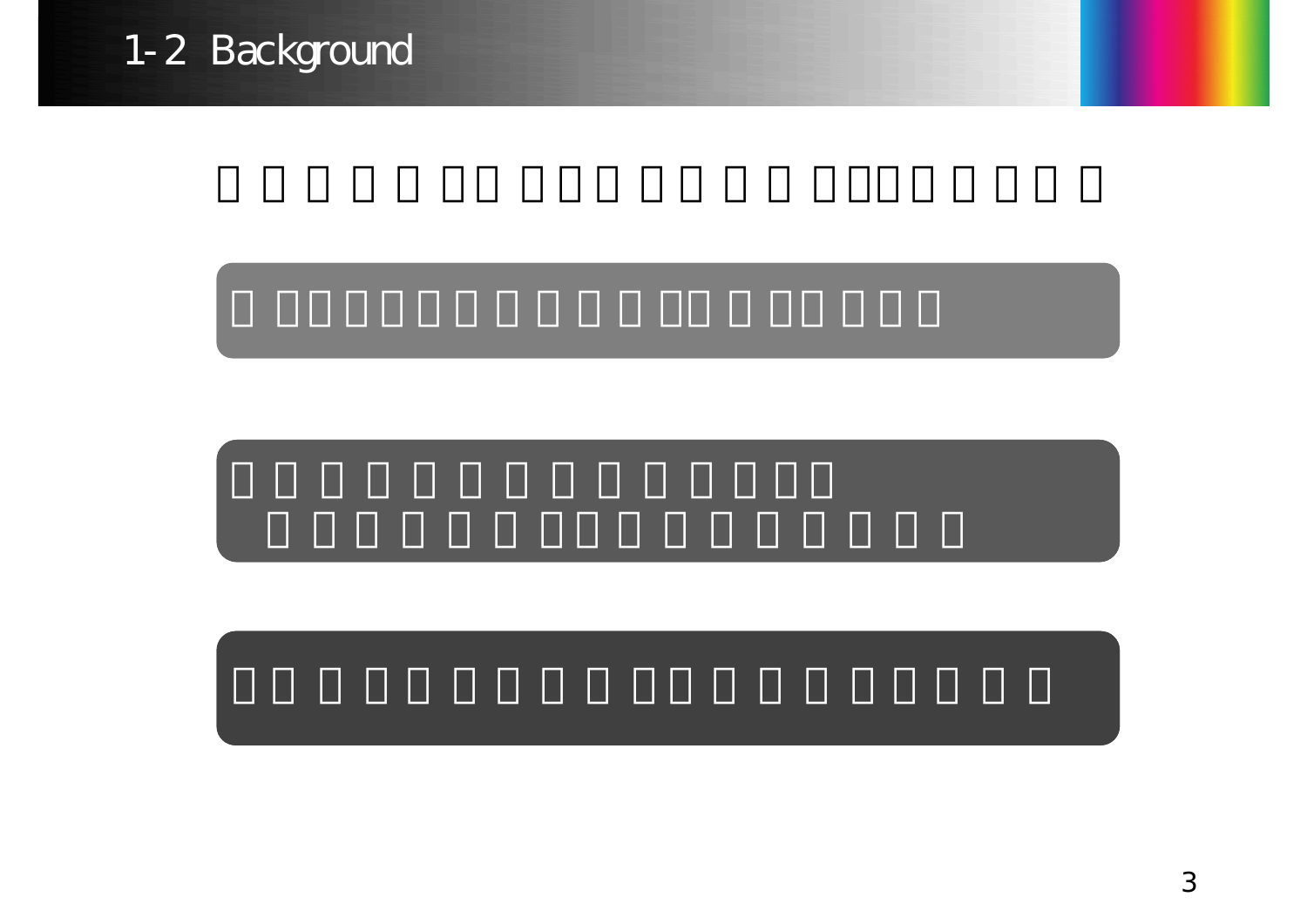# 1-2 Background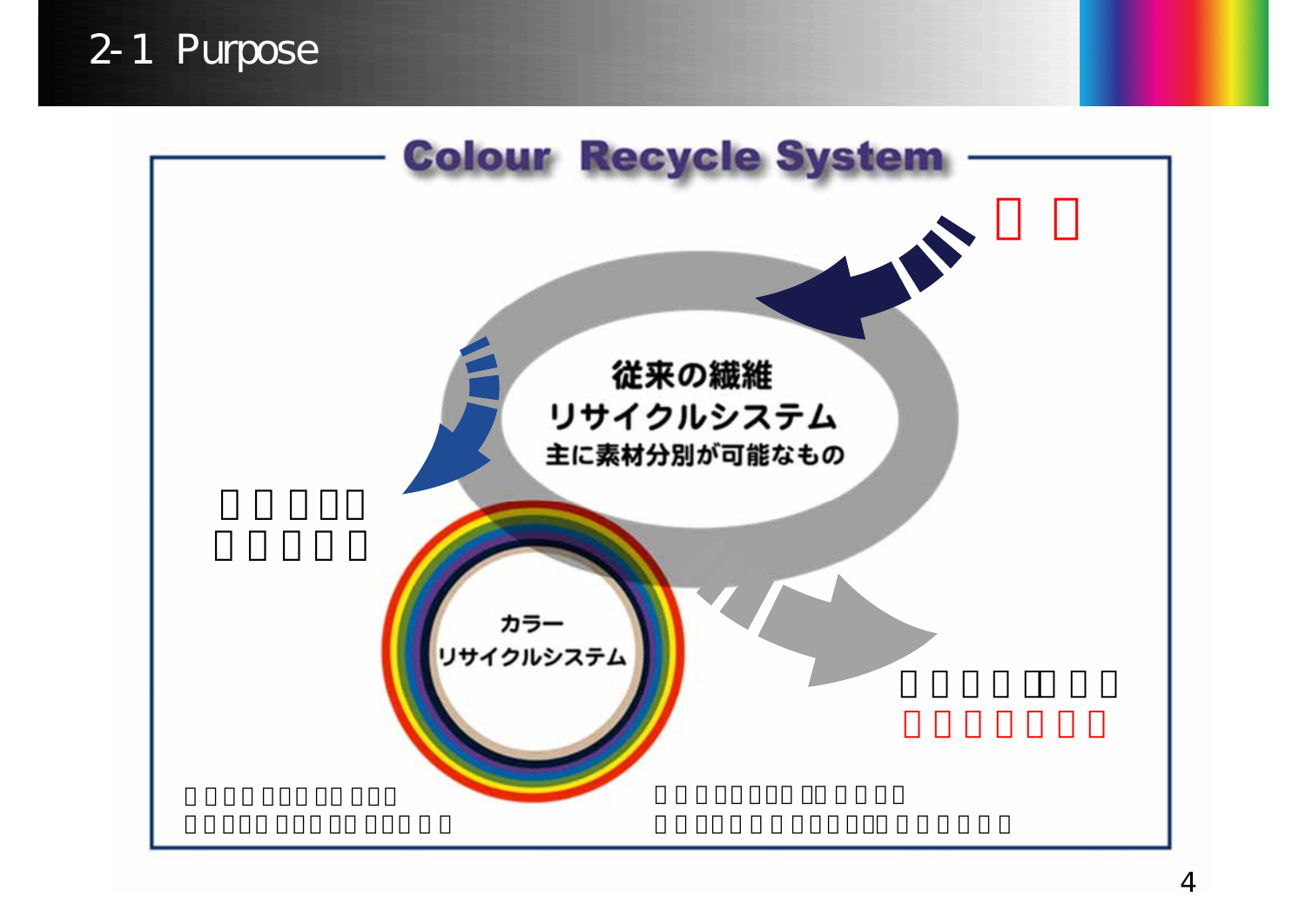## 2-1 Purpose

### Colour Recycle System

従来の繊維
リサイクルシステム
主に素材分別が可能なもの

カラー
リサイクルシステム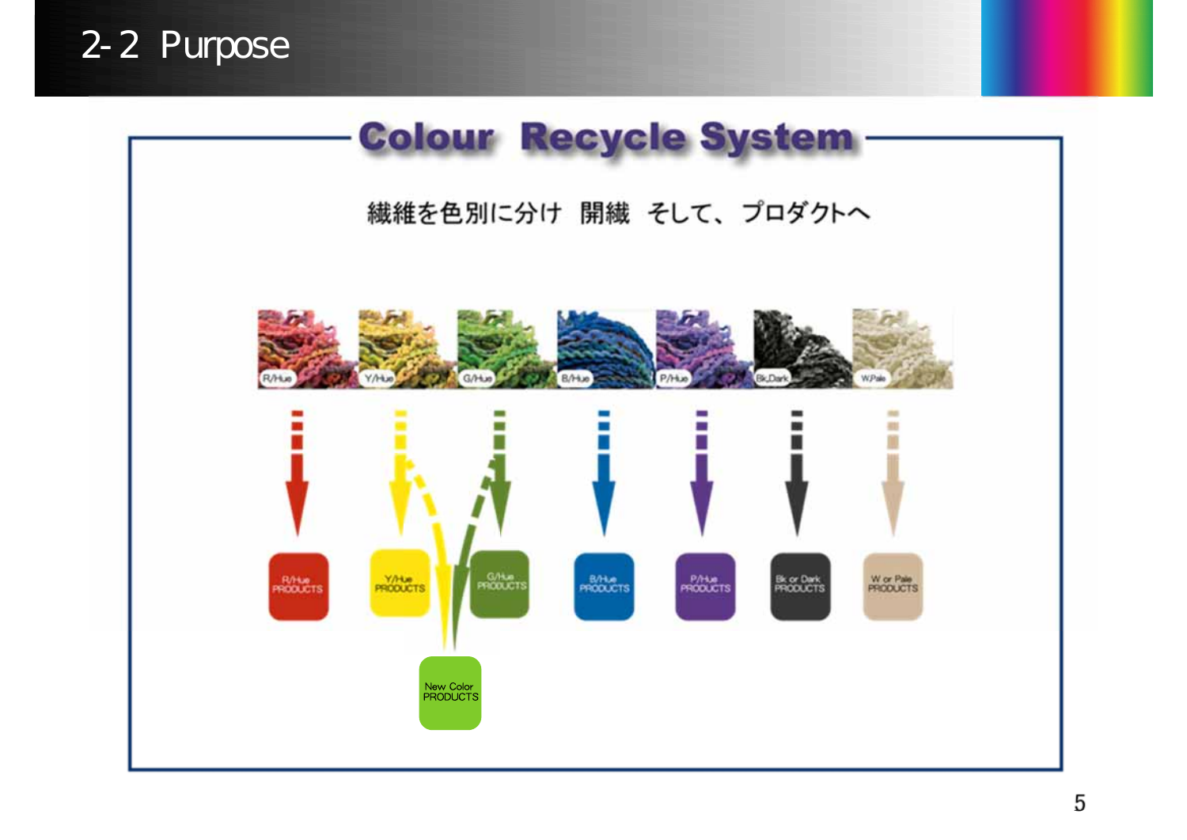# 2-2 Purpose

## Colour Recycle System

繊維を色別に分け　開繊　そして、プロダクトへ

R/Hue　Y/Hue　G/Hue　B/Hue　P/Hue　Bk,Dark　W,Pale

R/Hue PRODUCTS　Y/Hue PRODUCTS　G/Hue PRODUCTS　B/Hue PRODUCTS　P/Hue PRODUCTS　Bk or Dark PRODUCTS　W or Pale PRODUCTS

New Color PRODUCTS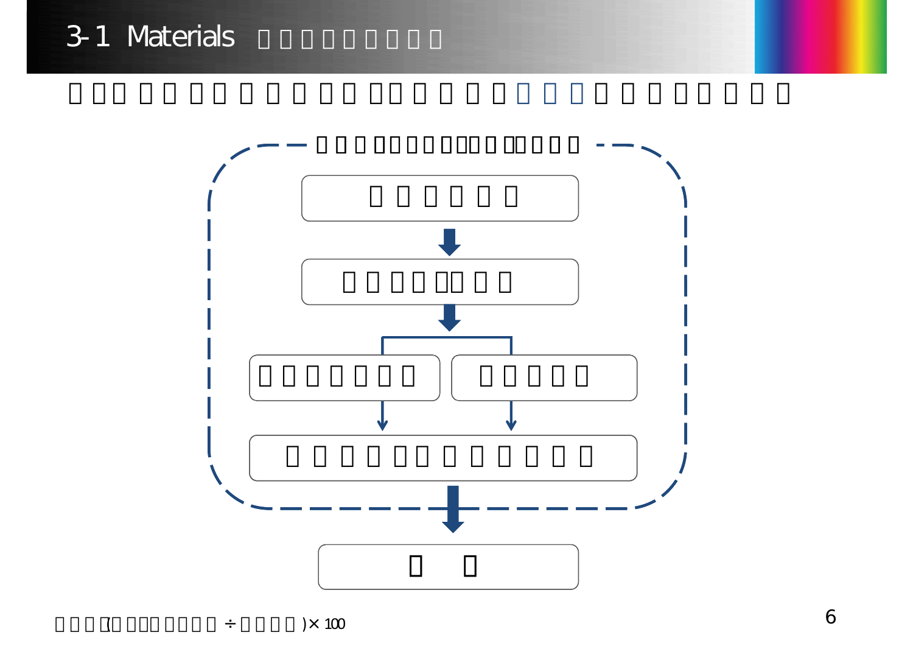# 3-1 Materials □□□□□□□□□

□□□□□□□□□□□□□□□□□□□□□□□□□□□□□□□

□□□□□□□□□□□□□□□□□□□

□□□□□□

□□□□□□□□

□□□□□□□ □□□□□

□□□□□□□□□□□□

□□

□□□□(□□□□□□□□□ ÷ □□□□□)× 100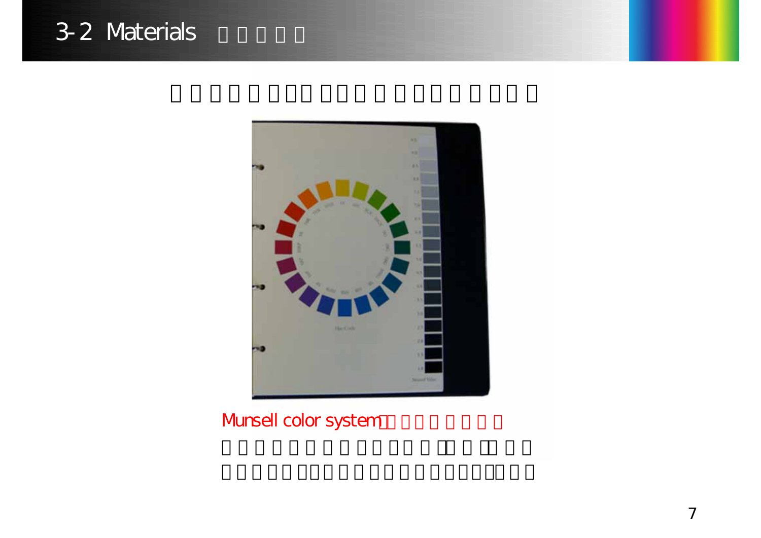# 3-2 Materials

Munsell color system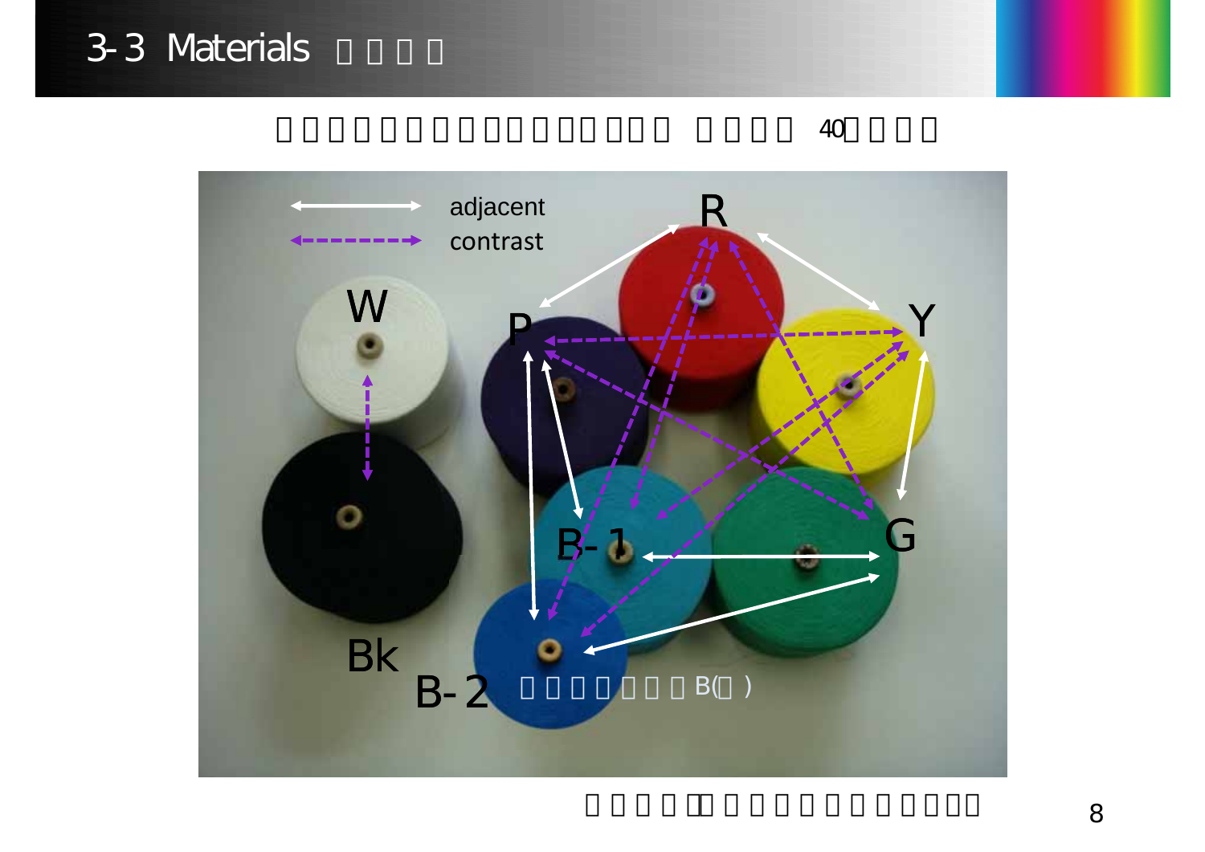# 3-3 Materials □□□□

□□□□□□□□□□□□□□□□□ □□□□ 40□□□□

adjacent

contrast

R

W

P

Y

B-1

G

Bk

B-2 □□□□□□□B(□)

□□□□□□□□□□□□□□□□□□□□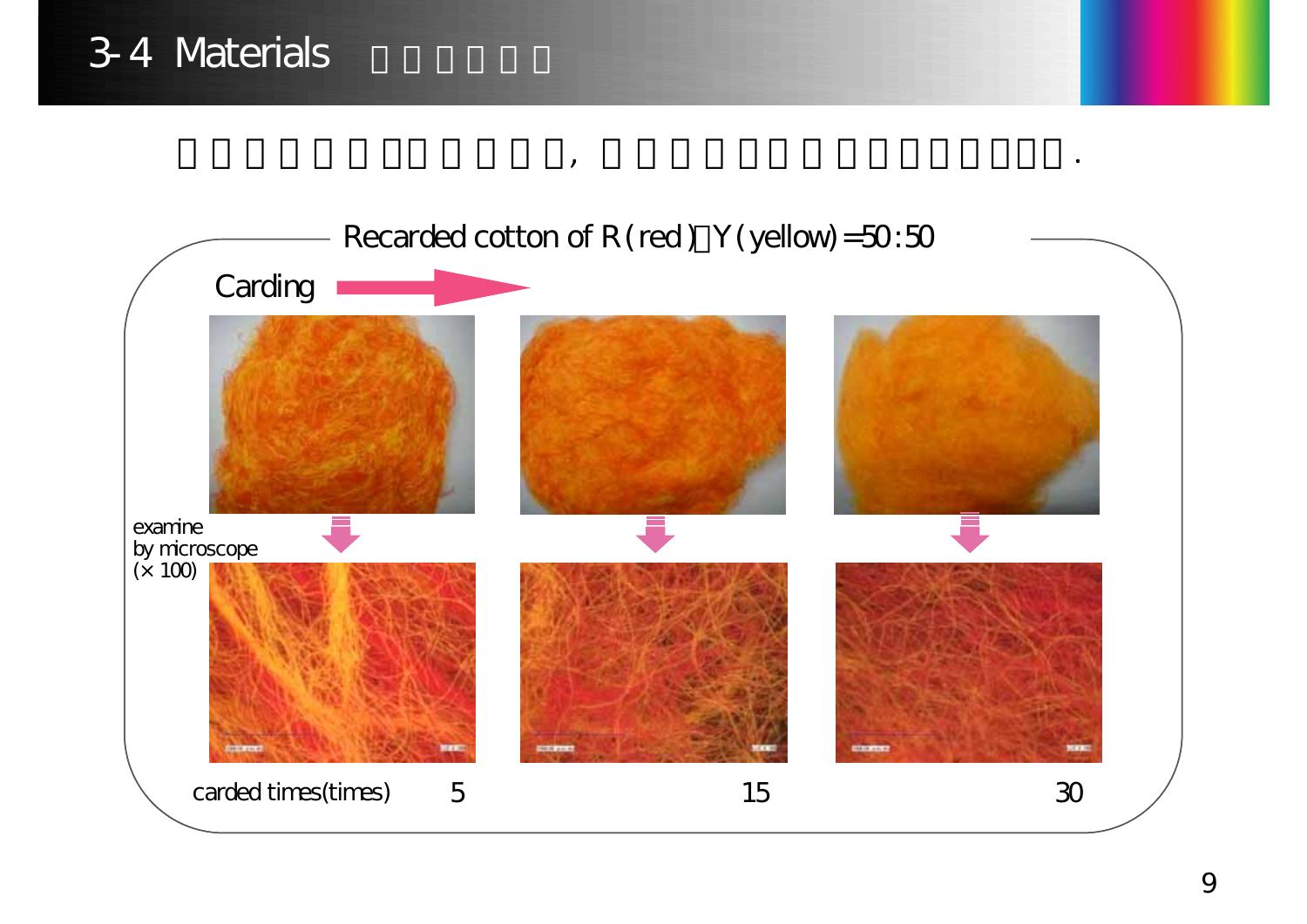# 3-4 Materials

Recarded cotton of R (red)：Y (yellow)=50:50

Carding

examine by microscope (× 100)

carded times(times) 5 15 30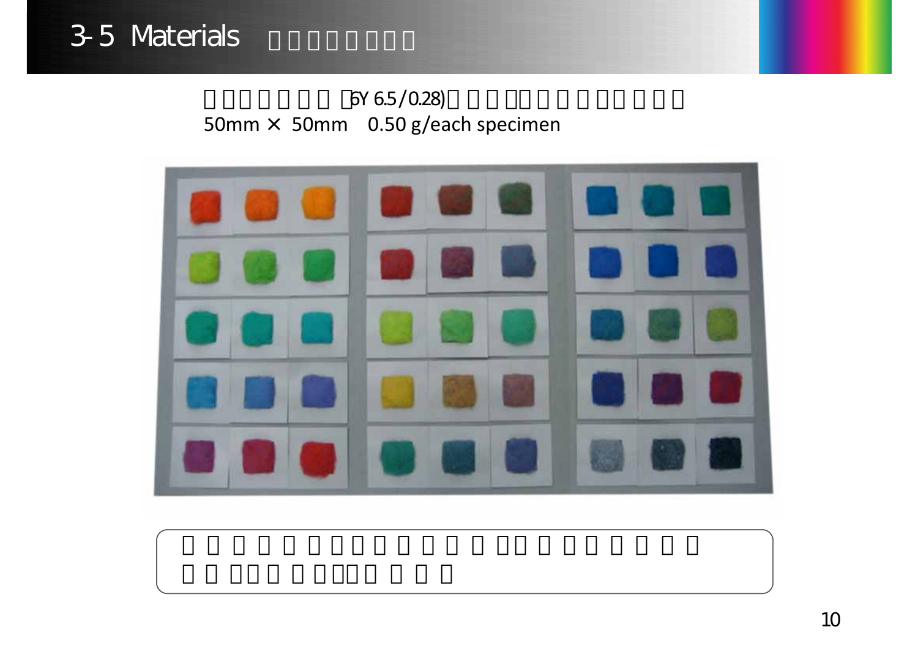# 3-5 Materials

(6Y 6.5/0.28)

50mm × 50mm 0.50 g/each specimen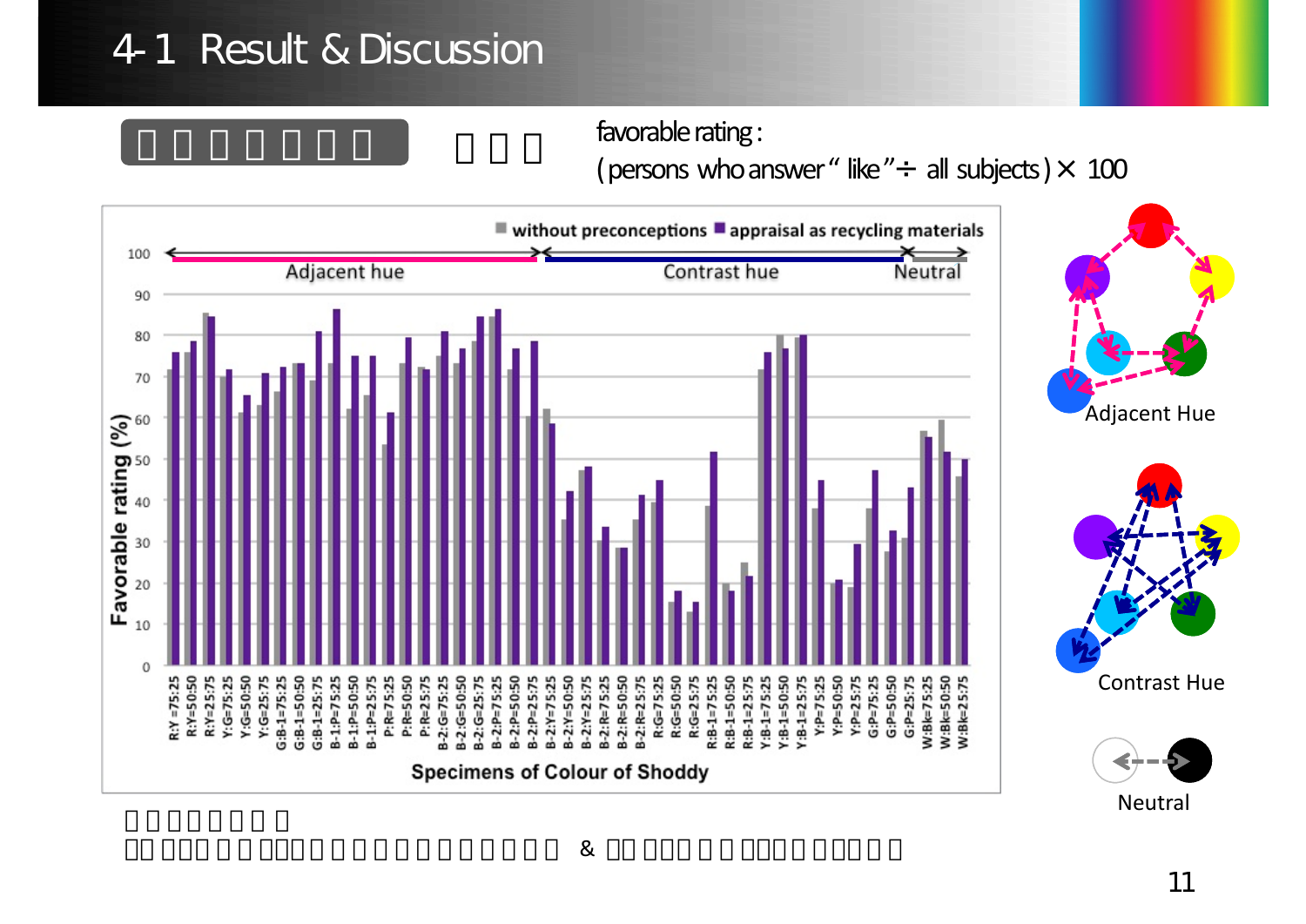# 4-1 Result & Discussion

favorable rating :
( persons who answer " like " ÷ all subjects ) × 100

■ without preconceptions ■ appraisal as recycling materials

Adjacent hue — Contrast hue — Neutral

Favorable rating (%)

Specimens of Colour of Shoddy

R:Y =75:25, R:Y=50:50, R:Y=25:75, Y:G=75:25, Y:G=50:50, Y:G=25:75, G:B-1=75:25, G:B-1=50:50, G:B-1=25:75, B-1:P=75:25, B-1:P=50:50, B-1:P=25:75, P:R=75:25, P:R=50:50, P:R=25:75, B-2:G=75:25, B-2:G=50:50, B-2:G=25:75, B-2:P=75:25, B-2:P=50:50, B-2:P=25:75, B-2:Y=75:25, B-2:Y=50:50, B-2:Y=25:75, B-2:R=75:25, B-2:R=50:50, B-2:R=25:75, R:G=75:25, R:G=50:50, R:G=25:75, R:B-1=75:25, R:B-1=50:50, R:B-1=25:75, Y:B-1=75:25, Y:B-1=50:50, Y:B-1=25:75, Y:P=75:25, Y:P=50:50, Y:P=25:75, G:P=75:25, G:P=50:50, G:P=25:75, W:Bk=75:25, W:Bk=50:50, W:Bk=25:75

Adjacent Hue

Contrast Hue

Neutral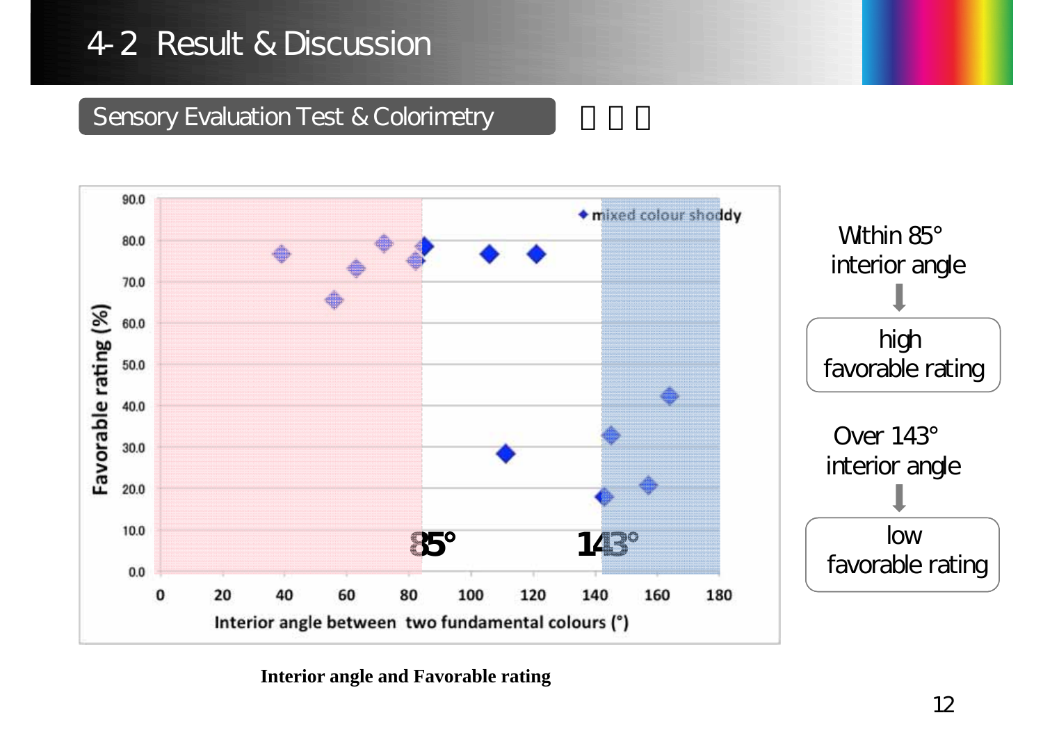# 4-2 Result & Discussion

## Sensory Evaluation Test & Colorimetry

Within 85° interior angle → high favorable rating

Over 143° interior angle → low favorable rating

**Interior angle and Favorable rating**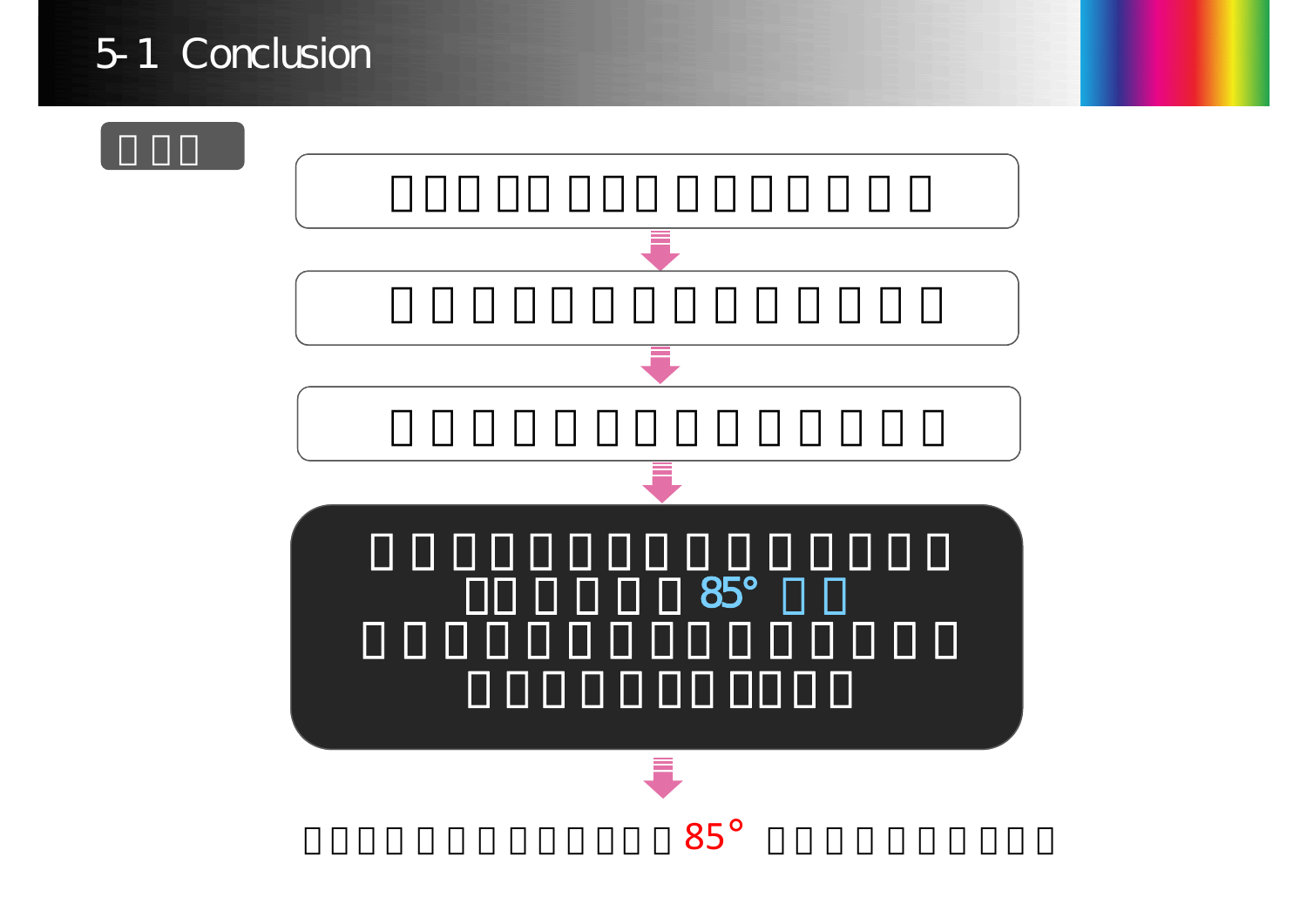# 5-1 Conclusion

85°

85°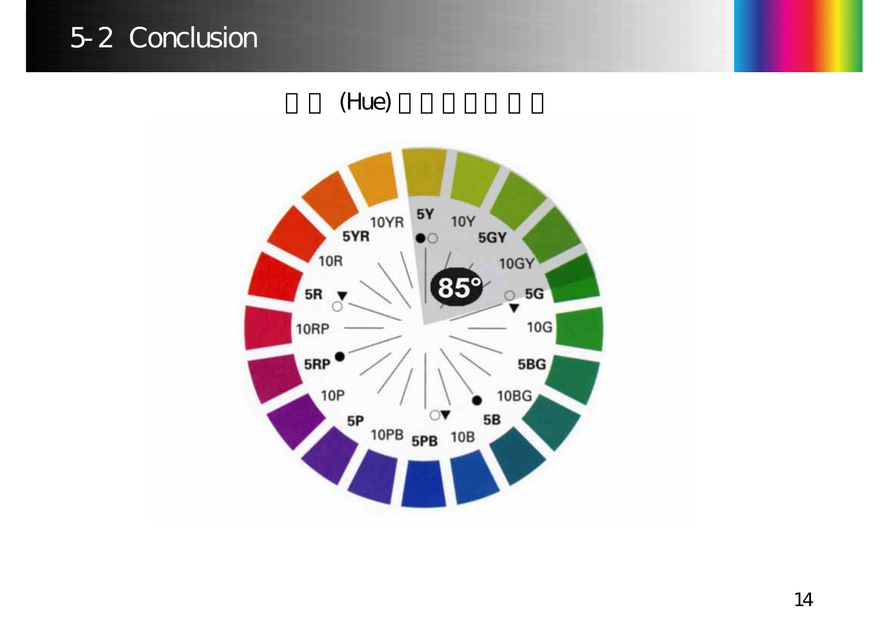# 5-2 Conclusion

□□ (Hue) □□□□□□□

5Y
10Y
5GY
10GY
5G
10G
5BG
10BG
5B
10B
5PB
10PB
5P
10P
5RP
10RP
5R
10R
5YR
10YR

85°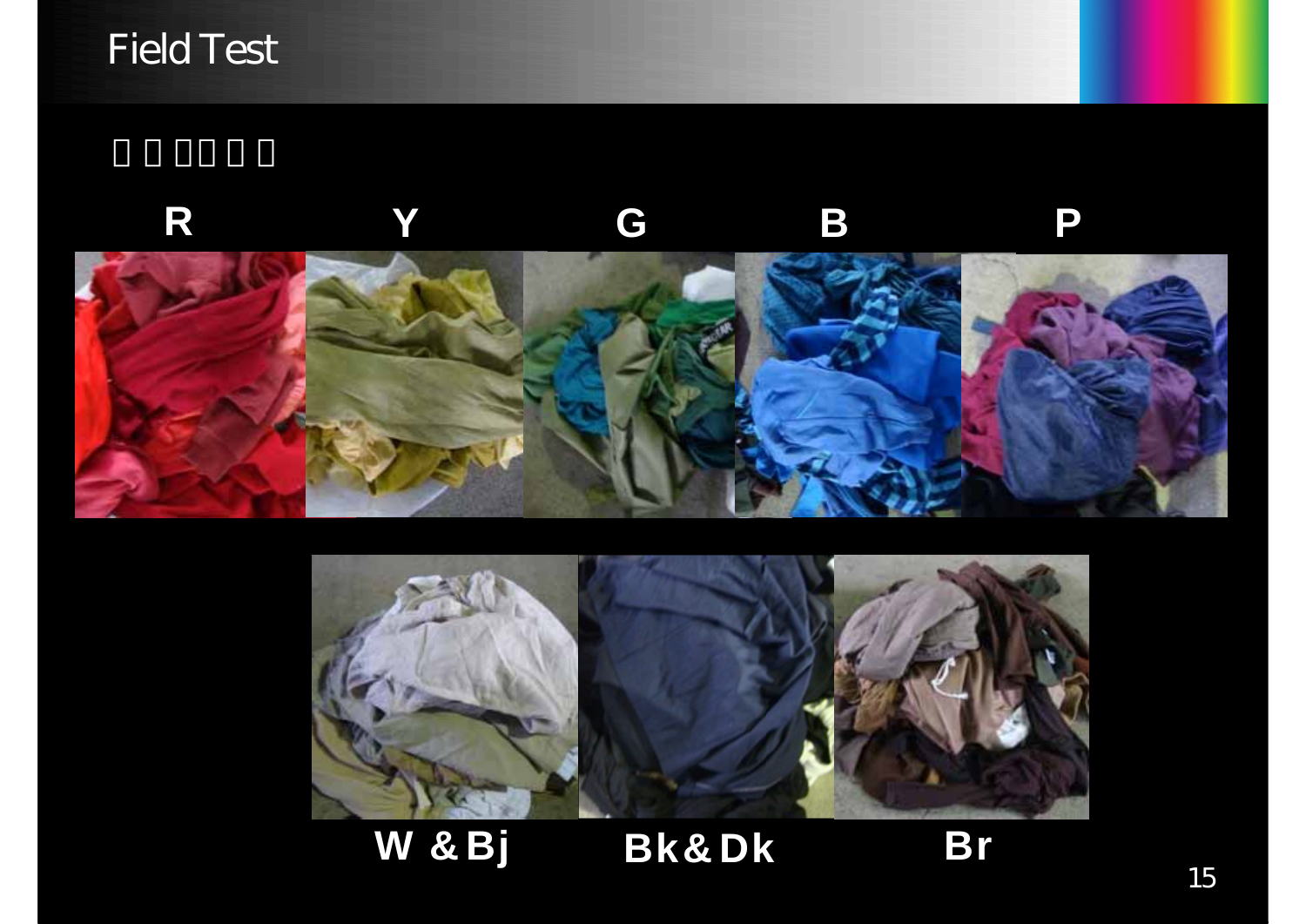# Field Test

□ □ □□ □ □

R　Y　G　B　P

W & Bj　Bk& Dk　Br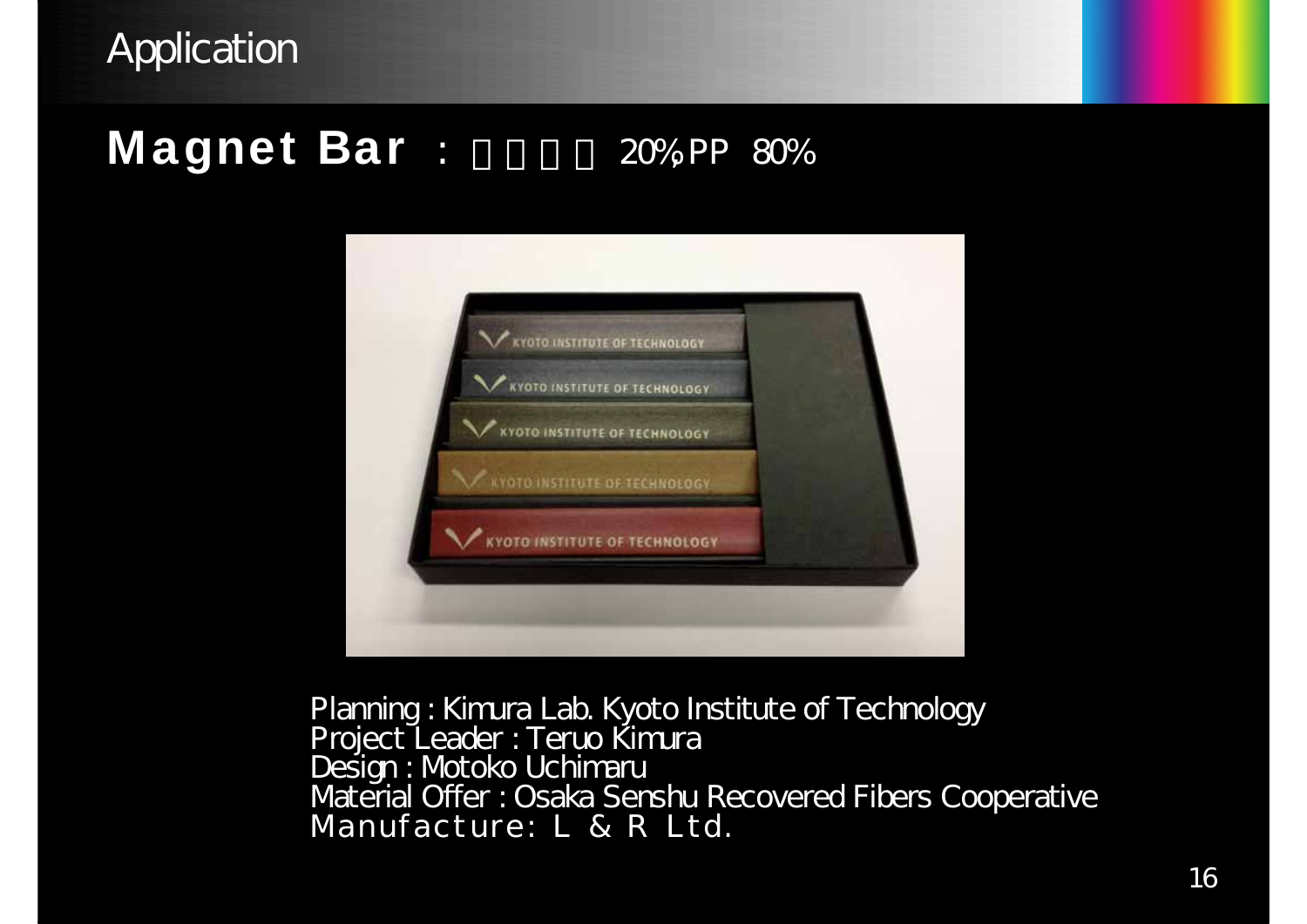# Application

## Magnet Bar : □□□□ 20%, PP 80%

Planning : Kimura Lab. Kyoto Institute of Technology
Project Leader : Teruo Kimura
Design : Motoko Uchimaru
Material Offer : Osaka Senshu Recovered Fibers Cooperative
Manufacture: L & R Ltd.